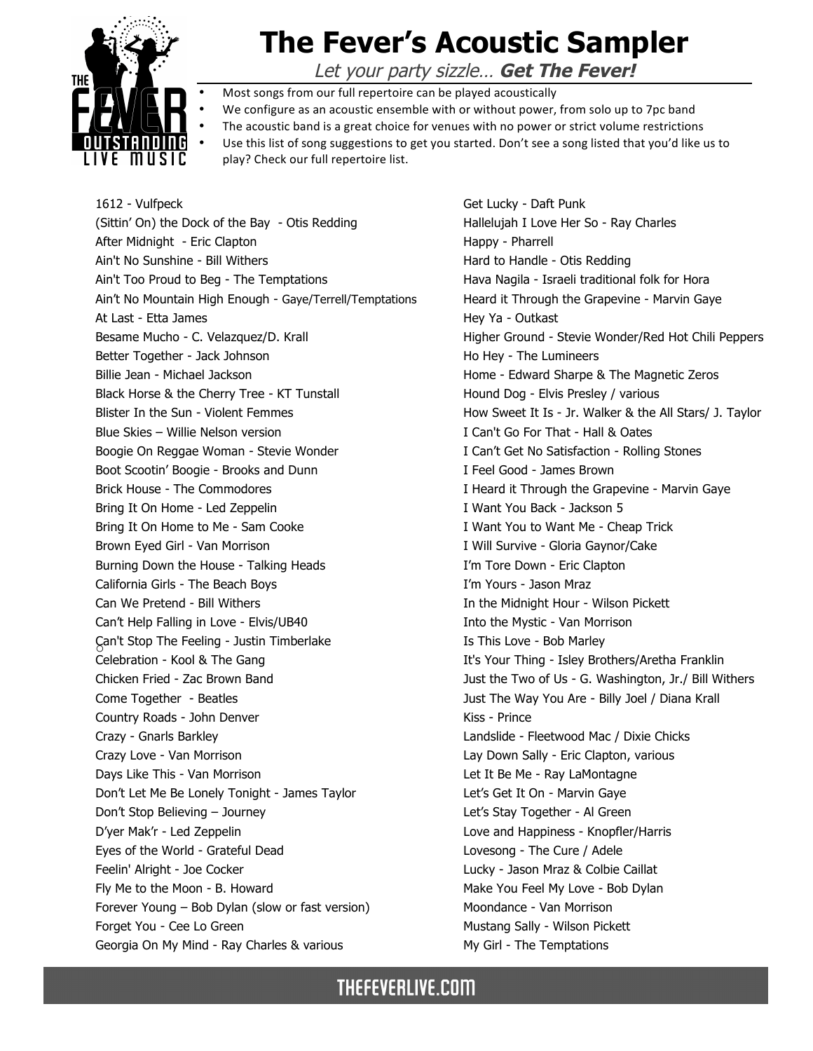# The Fever's Acoustic Sampler

*Let your party sizzle… **Get The Fever!***

- Most songs from our full repertoire can be played acoustically
- We configure as an acoustic ensemble with or without power, from solo up to 7pc band
- The acoustic band is a great choice for venues with no power or strict volume restrictions
- Use this list of song suggestions to get you started. Don't see a song listed that you'd like us to play? Check our full repertoire list.

1612 - Vulfpeck
(Sittin' On) the Dock of the Bay - Otis Redding
After Midnight - Eric Clapton
Ain't No Sunshine - Bill Withers
Ain't Too Proud to Beg - The Temptations
Ain't No Mountain High Enough - Gaye/Terrell/Temptations
At Last - Etta James
Besame Mucho - C. Velazquez/D. Krall
Better Together - Jack Johnson
Billie Jean - Michael Jackson
Black Horse & the Cherry Tree - KT Tunstall
Blister In the Sun - Violent Femmes
Blue Skies – Willie Nelson version
Boogie On Reggae Woman - Stevie Wonder
Boot Scootin' Boogie - Brooks and Dunn
Brick House - The Commodores
Bring It On Home - Led Zeppelin
Bring It On Home to Me - Sam Cooke
Brown Eyed Girl - Van Morrison
Burning Down the House - Talking Heads
California Girls - The Beach Boys
Can We Pretend - Bill Withers
Can't Help Falling in Love - Elvis/UB40
Can't Stop The Feeling - Justin Timberlake
Celebration - Kool & The Gang
Chicken Fried - Zac Brown Band
Come Together - Beatles
Country Roads - John Denver
Crazy - Gnarls Barkley
Crazy Love - Van Morrison
Days Like This - Van Morrison
Don't Let Me Be Lonely Tonight - James Taylor
Don't Stop Believing – Journey
D'yer Mak'r - Led Zeppelin
Eyes of the World - Grateful Dead
Feelin' Alright - Joe Cocker
Fly Me to the Moon - B. Howard
Forever Young – Bob Dylan (slow or fast version)
Forget You - Cee Lo Green
Georgia On My Mind - Ray Charles & various
Get Lucky - Daft Punk
Hallelujah I Love Her So - Ray Charles
Happy - Pharrell
Hard to Handle - Otis Redding
Hava Nagila - Israeli traditional folk for Hora
Heard it Through the Grapevine - Marvin Gaye
Hey Ya - Outkast
Higher Ground - Stevie Wonder/Red Hot Chili Peppers
Ho Hey - The Lumineers
Home - Edward Sharpe & The Magnetic Zeros
Hound Dog - Elvis Presley / various
How Sweet It Is - Jr. Walker & the All Stars/ J. Taylor
I Can't Go For That - Hall & Oates
I Can't Get No Satisfaction - Rolling Stones
I Feel Good - James Brown
I Heard it Through the Grapevine - Marvin Gaye
I Want You Back - Jackson 5
I Want You to Want Me - Cheap Trick
I Will Survive - Gloria Gaynor/Cake
I'm Tore Down - Eric Clapton
I'm Yours - Jason Mraz
In the Midnight Hour - Wilson Pickett
Into the Mystic - Van Morrison
Is This Love - Bob Marley
It's Your Thing - Isley Brothers/Aretha Franklin
Just the Two of Us - G. Washington, Jr./ Bill Withers
Just The Way You Are - Billy Joel / Diana Krall
Kiss - Prince
Landslide - Fleetwood Mac / Dixie Chicks
Lay Down Sally - Eric Clapton, various
Let It Be Me - Ray LaMontagne
Let's Get It On - Marvin Gaye
Let's Stay Together - Al Green
Love and Happiness - Knopfler/Harris
Lovesong - The Cure / Adele
Lucky - Jason Mraz & Colbie Caillat
Make You Feel My Love - Bob Dylan
Moondance - Van Morrison
Mustang Sally - Wilson Pickett
My Girl - The Temptations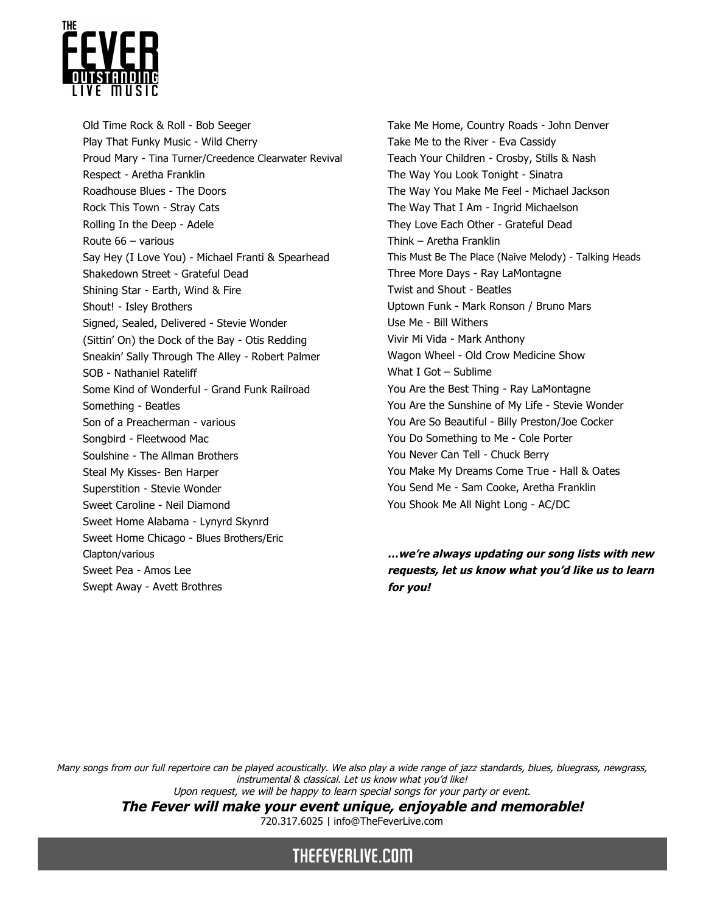Old Time Rock & Roll - Bob Seeger
Play That Funky Music - Wild Cherry
Proud Mary - Tina Turner/Creedence Clearwater Revival
Respect - Aretha Franklin
Roadhouse Blues - The Doors
Rock This Town - Stray Cats
Rolling In the Deep - Adele
Route 66 – various
Say Hey (I Love You) - Michael Franti & Spearhead
Shakedown Street - Grateful Dead
Shining Star - Earth, Wind & Fire
Shout! - Isley Brothers
Signed, Sealed, Delivered - Stevie Wonder
(Sittin' On) the Dock of the Bay - Otis Redding
Sneakin' Sally Through The Alley - Robert Palmer
SOB - Nathaniel Rateliff
Some Kind of Wonderful - Grand Funk Railroad
Something - Beatles
Son of a Preacherman - various
Songbird - Fleetwood Mac
Soulshine - The Allman Brothers
Steal My Kisses- Ben Harper
Superstition - Stevie Wonder
Sweet Caroline - Neil Diamond
Sweet Home Alabama - Lynyrd Skynrd
Sweet Home Chicago - Blues Brothers/Eric Clapton/various
Sweet Pea - Amos Lee
Swept Away - Avett Brothres
Take Me Home, Country Roads - John Denver
Take Me to the River - Eva Cassidy
Teach Your Children - Crosby, Stills & Nash
The Way You Look Tonight - Sinatra
The Way You Make Me Feel - Michael Jackson
The Way That I Am - Ingrid Michaelson
They Love Each Other - Grateful Dead
Think – Aretha Franklin
This Must Be The Place (Naive Melody) - Talking Heads
Three More Days - Ray LaMontagne
Twist and Shout - Beatles
Uptown Funk - Mark Ronson / Bruno Mars
Use Me - Bill Withers
Vivir Mi Vida - Mark Anthony
Wagon Wheel - Old Crow Medicine Show
What I Got – Sublime
You Are the Best Thing - Ray LaMontagne
You Are the Sunshine of My Life - Stevie Wonder
You Are So Beautiful - Billy Preston/Joe Cocker
You Do Something to Me - Cole Porter
You Never Can Tell - Chuck Berry
You Make My Dreams Come True - Hall & Oates
You Send Me - Sam Cooke, Aretha Franklin
You Shook Me All Night Long - AC/DC

***…we're always updating our song lists with new requests, let us know what you'd like us to learn for you!***

*Many songs from our full repertoire can be played acoustically. We also play a wide range of jazz standards, blues, bluegrass, newgrass, instrumental & classical. Let us know what you'd like!*
*Upon request, we will be happy to learn special songs for your party or event.*

***The Fever will make your event unique, enjoyable and memorable!***

720.317.6025 | info@TheFeverLive.com

THEFEVERLIVE.COM